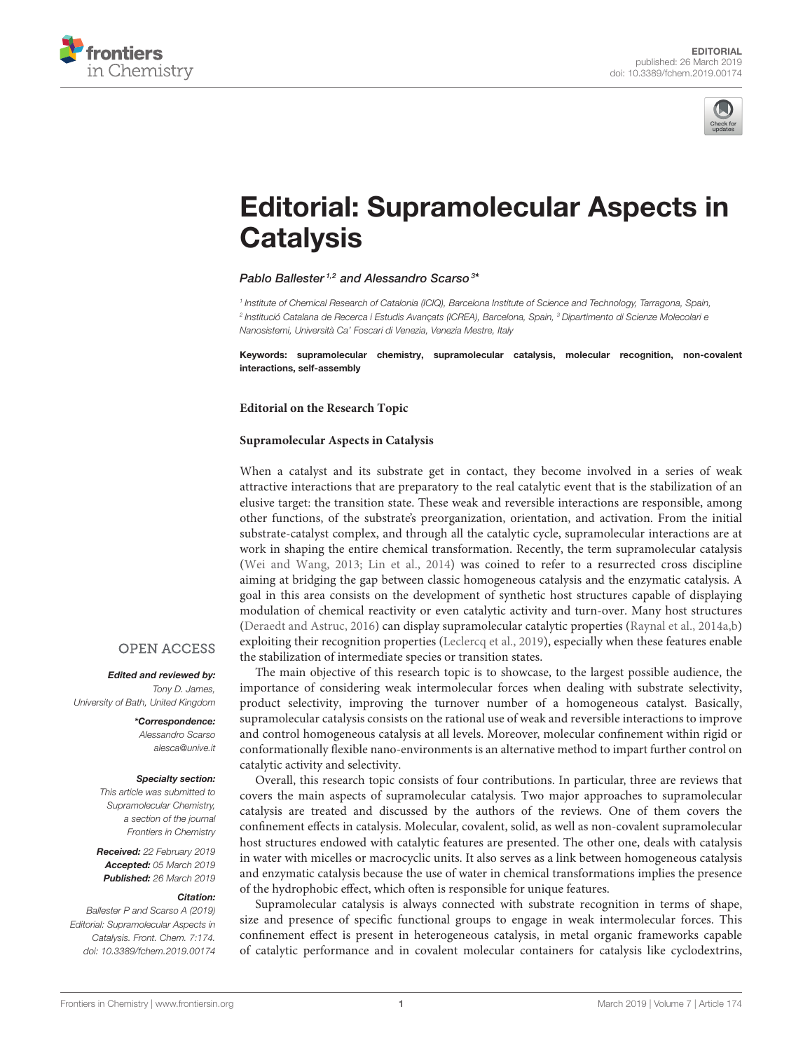EDITORIAL
published: 26 March 2019
doi: 10.3389/fchem.2019.00174

# Editorial: Supramolecular Aspects in Catalysis

*Pablo Ballester[1,2] and Alessandro Scarso[3]**

[1] Institute of Chemical Research of Catalonia (ICIQ), Barcelona Institute of Science and Technology, Tarragona, Spain, [2] Institució Catalana de Recerca i Estudis Avançats (ICREA), Barcelona, Spain, [3] Dipartimento di Scienze Molecolari e Nanosistemi, Università Ca' Foscari di Venezia, Venezia Mestre, Italy

**Keywords: supramolecular chemistry, supramolecular catalysis, molecular recognition, non-covalent interactions, self-assembly**

OPEN ACCESS

***Edited and reviewed by:***
*Tony D. James,*
*University of Bath, United Kingdom*

***\*Correspondence:***
*Alessandro Scarso*
*alesca@unive.it*

***Specialty section:***
*This article was submitted to Supramolecular Chemistry, a section of the journal Frontiers in Chemistry*

***Received:*** *22 February 2019*
***Accepted:*** *05 March 2019*
***Published:*** *26 March 2019*

***Citation:***
*Ballester P and Scarso A (2019) Editorial: Supramolecular Aspects in Catalysis. Front. Chem. 7:174. doi: 10.3389/fchem.2019.00174*

**Editorial on the Research Topic**

**Supramolecular Aspects in Catalysis**

When a catalyst and its substrate get in contact, they become involved in a series of weak attractive interactions that are preparatory to the real catalytic event that is the stabilization of an elusive target: the transition state. These weak and reversible interactions are responsible, among other functions, of the substrate's preorganization, orientation, and activation. From the initial substrate-catalyst complex, and through all the catalytic cycle, supramolecular interactions are at work in shaping the entire chemical transformation. Recently, the term supramolecular catalysis (Wei and Wang, 2013; Lin et al., 2014) was coined to refer to a resurrected cross discipline aiming at bridging the gap between classic homogeneous catalysis and the enzymatic catalysis. A goal in this area consists on the development of synthetic host structures capable of displaying modulation of chemical reactivity or even catalytic activity and turn-over. Many host structures (Deraedt and Astruc, 2016) can display supramolecular catalytic properties (Raynal et al., 2014a,b) exploiting their recognition properties (Leclercq et al., 2019), especially when these features enable the stabilization of intermediate species or transition states.

The main objective of this research topic is to showcase, to the largest possible audience, the importance of considering weak intermolecular forces when dealing with substrate selectivity, product selectivity, improving the turnover number of a homogeneous catalyst. Basically, supramolecular catalysis consists on the rational use of weak and reversible interactions to improve and control homogeneous catalysis at all levels. Moreover, molecular confinement within rigid or conformationally flexible nano-environments is an alternative method to impart further control on catalytic activity and selectivity.

Overall, this research topic consists of four contributions. In particular, three are reviews that covers the main aspects of supramolecular catalysis. Two major approaches to supramolecular catalysis are treated and discussed by the authors of the reviews. One of them covers the confinement effects in catalysis. Molecular, covalent, solid, as well as non-covalent supramolecular host structures endowed with catalytic features are presented. The other one, deals with catalysis in water with micelles or macrocyclic units. It also serves as a link between homogeneous catalysis and enzymatic catalysis because the use of water in chemical transformations implies the presence of the hydrophobic effect, which often is responsible for unique features.

Supramolecular catalysis is always connected with substrate recognition in terms of shape, size and presence of specific functional groups to engage in weak intermolecular forces. This confinement effect is present in heterogeneous catalysis, in metal organic frameworks capable of catalytic performance and in covalent molecular containers for catalysis like cyclodextrins,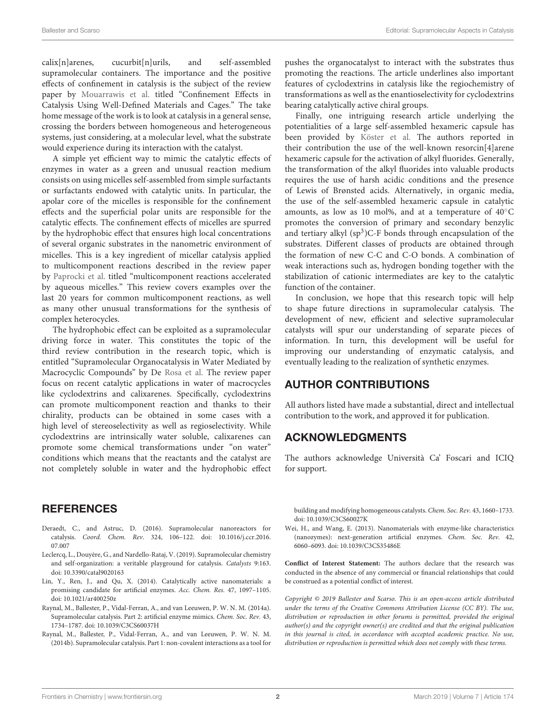calix[n]arenes, cucurbit[n]urils, and self-assembled supramolecular containers. The importance and the positive effects of confinement in catalysis is the subject of the review paper by Mouarrawis et al. titled "Confinement Effects in Catalysis Using Well-Defined Materials and Cages." The take home message of the work is to look at catalysis in a general sense, crossing the borders between homogeneous and heterogeneous systems, just considering, at a molecular level, what the substrate would experience during its interaction with the catalyst.

A simple yet efficient way to mimic the catalytic effects of enzymes in water as a green and unusual reaction medium consists on using micelles self-assembled from simple surfactants or surfactants endowed with catalytic units. In particular, the apolar core of the micelles is responsible for the confinement effects and the superficial polar units are responsible for the catalytic effects. The confinement effects of micelles are spurred by the hydrophobic effect that ensures high local concentrations of several organic substrates in the nanometric environment of micelles. This is a key ingredient of micellar catalysis applied to multicomponent reactions described in the review paper by Paprocki et al. titled "multicomponent reactions accelerated by aqueous micelles." This review covers examples over the last 20 years for common multicomponent reactions, as well as many other unusual transformations for the synthesis of complex heterocycles.

The hydrophobic effect can be exploited as a supramolecular driving force in water. This constitutes the topic of the third review contribution in the research topic, which is entitled "Supramolecular Organocatalysis in Water Mediated by Macrocyclic Compounds" by De Rosa et al. The review paper focus on recent catalytic applications in water of macrocycles like cyclodextrins and calixarenes. Specifically, cyclodextrins can promote multicomponent reaction and thanks to their chirality, products can be obtained in some cases with a high level of stereoselectivity as well as regioselectivity. While cyclodextrins are intrinsically water soluble, calixarenes can promote some chemical transformations under "on water" conditions which means that the reactants and the catalyst are not completely soluble in water and the hydrophobic effect pushes the organocatalyst to interact with the substrates thus promoting the reactions. The article underlines also important features of cyclodextrins in catalysis like the regiochemistry of transformations as well as the enantioselectivity for cyclodextrins bearing catalytically active chiral groups.

Finally, one intriguing research article underlying the potentialities of a large self-assembled hexameric capsule has been provided by Köster et al. The authors reported in their contribution the use of the well-known resorcin[4]arene hexameric capsule for the activation of alkyl fluorides. Generally, the transformation of the alkyl fluorides into valuable products requires the use of harsh acidic conditions and the presence of Lewis of Brønsted acids. Alternatively, in organic media, the use of the self-assembled hexameric capsule in catalytic amounts, as low as 10 mol%, and at a temperature of 40°C promotes the conversion of primary and secondary benzylic and tertiary alkyl ($sp^3$)C-F bonds through encapsulation of the substrates. Different classes of products are obtained through the formation of new C-C and C-O bonds. A combination of weak interactions such as, hydrogen bonding together with the stabilization of cationic intermediates are key to the catalytic function of the container.

In conclusion, we hope that this research topic will help to shape future directions in supramolecular catalysis. The development of new, efficient and selective supramolecular catalysts will spur our understanding of separate pieces of information. In turn, this development will be useful for improving our understanding of enzymatic catalysis, and eventually leading to the realization of synthetic enzymes.

## AUTHOR CONTRIBUTIONS

All authors listed have made a substantial, direct and intellectual contribution to the work, and approved it for publication.

## ACKNOWLEDGMENTS

The authors acknowledge Università Ca' Foscari and ICIQ for support.

## REFERENCES

Deraedt, C., and Astruc, D. (2016). Supramolecular nanoreactors for catalysis. *Coord. Chem. Rev.* 324, 106–122. doi: 10.1016/j.ccr.2016.07.007

Leclercq, L., Douyère, G., and Nardello-Rataj, V. (2019). Supramolecular chemistry and self-organization: a veritable playground for catalysis. *Catalysts* 9:163. doi: 10.3390/catal9020163

Lin, Y., Ren, J., and Qu, X. (2014). Catalytically active nanomaterials: a promising candidate for artificial enzymes. *Acc. Chem. Res.* 47, 1097–1105. doi: 10.1021/ar400250z

Raynal, M., Ballester, P., Vidal-Ferran, A., and van Leeuwen, P. W. N. M. (2014a). Supramolecular catalysis. Part 2: artificial enzyme mimics. *Chem. Soc. Rev.* 43, 1734–1787. doi: 10.1039/C3CS60037H

Raynal, M., Ballester, P., Vidal-Ferran, A., and van Leeuwen, P. W. N. M. (2014b). Supramolecular catalysis. Part 1: non-covalent interactions as a tool for building and modifying homogeneous catalysts. *Chem. Soc. Rev.* 43, 1660–1733. doi: 10.1039/C3CS60027K

Wei, H., and Wang, E. (2013). Nanomaterials with enzyme-like characteristics (nanozymes): next-generation artificial enzymes. *Chem. Soc. Rev.* 42, 6060–6093. doi: 10.1039/C3CS35486E

**Conflict of Interest Statement:** The authors declare that the research was conducted in the absence of any commercial or financial relationships that could be construed as a potential conflict of interest.

*Copyright © 2019 Ballester and Scarso. This is an open-access article distributed under the terms of the Creative Commons Attribution License (CC BY). The use, distribution or reproduction in other forums is permitted, provided the original author(s) and the copyright owner(s) are credited and that the original publication in this journal is cited, in accordance with accepted academic practice. No use, distribution or reproduction is permitted which does not comply with these terms.*